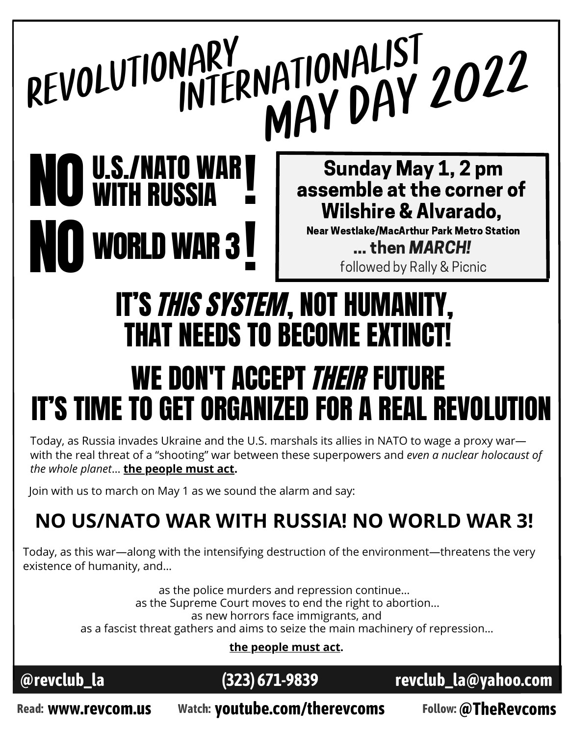# REVOLUTIONARY INTERNATIONALIST MAY DAY 2022

## NO U.S./NATO WAR WITH RUSSIA!
## NO WORLD WAR 3!

**Sunday May 1, 2 pm**
**assemble at the corner of Wilshire & Alvarado,**
**Near Westlake/MacArthur Park Metro Station**
**... then *MARCH!***
followed by Rally & Picnic

# IT'S *THIS SYSTEM*, NOT HUMANITY, THAT NEEDS TO BECOME EXTINCT!

# WE DON'T ACCEPT *THEIR* FUTURE IT'S TIME TO GET ORGANIZED FOR A REAL REVOLUTION

Today, as Russia invades Ukraine and the U.S. marshals its allies in NATO to wage a proxy war—with the real threat of a "shooting" war between these superpowers and *even a nuclear holocaust of the whole planet*... **the people must act.**

Join with us to march on May 1 as we sound the alarm and say:

## NO US/NATO WAR WITH RUSSIA! NO WORLD WAR 3!

Today, as this war—along with the intensifying destruction of the environment—threatens the very existence of humanity, and...

as the police murders and repression continue...
as the Supreme Court moves to end the right to abortion...
as new horrors face immigrants, and
as a fascist threat gathers and aims to seize the main machinery of repression...

**the people must act.**

**@revclub_la** **(323) 671-9839** **revclub_la@yahoo.com**

Read: **www.revcom.us** Watch: **youtube.com/therevcoms** Follow: **@TheRevcoms**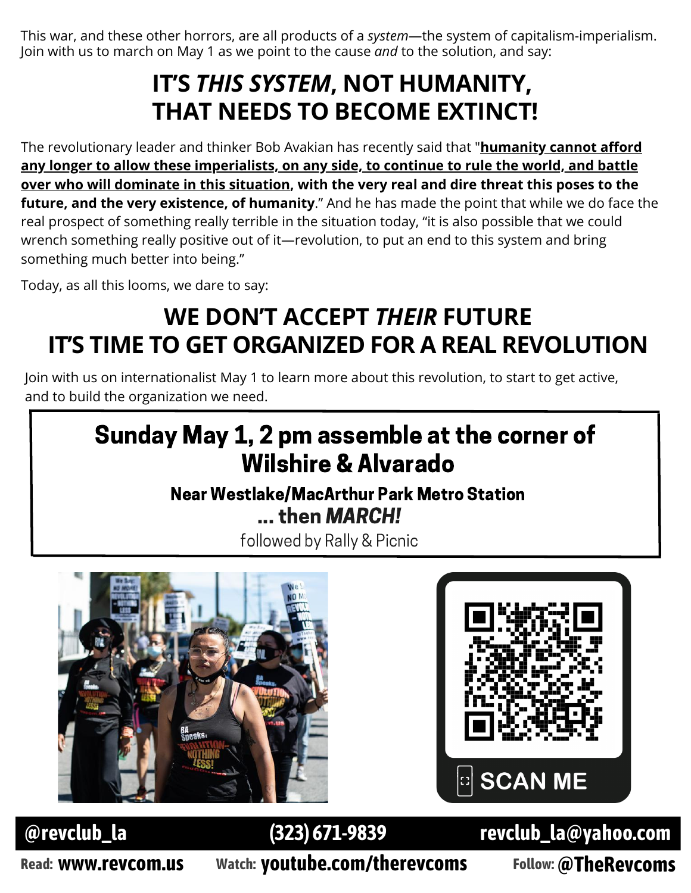This war, and these other horrors, are all products of a *system*—the system of capitalism-imperialism. Join with us to march on May 1 as we point to the cause *and* to the solution, and say:

# IT'S *THIS SYSTEM*, NOT HUMANITY, THAT NEEDS TO BECOME EXTINCT!

The revolutionary leader and thinker Bob Avakian has recently said that "**humanity cannot afford any longer to allow these imperialists, on any side, to continue to rule the world, and battle over who will dominate in this situation, with the very real and dire threat this poses to the future, and the very existence, of humanity**." And he has made the point that while we do face the real prospect of something really terrible in the situation today, "it is also possible that we could wrench something really positive out of it—revolution, to put an end to this system and bring something much better into being."

Today, as all this looms, we dare to say:

# WE DON'T ACCEPT *THEIR* FUTURE
# IT'S TIME TO GET ORGANIZED FOR A REAL REVOLUTION

Join with us on internationalist May 1 to learn more about this revolution, to start to get active, and to build the organization we need.

## Sunday May 1, 2 pm assemble at the corner of Wilshire & Alvarado

### Near Westlake/MacArthur Park Metro Station

### ... then *MARCH!*

followed by Rally & Picnic

SCAN ME

**@revclub_la** **(323) 671-9839** **revclub_la@yahoo.com**

Read: **www.revcom.us** Watch: **youtube.com/therevcoms** Follow: **@TheRevcoms**